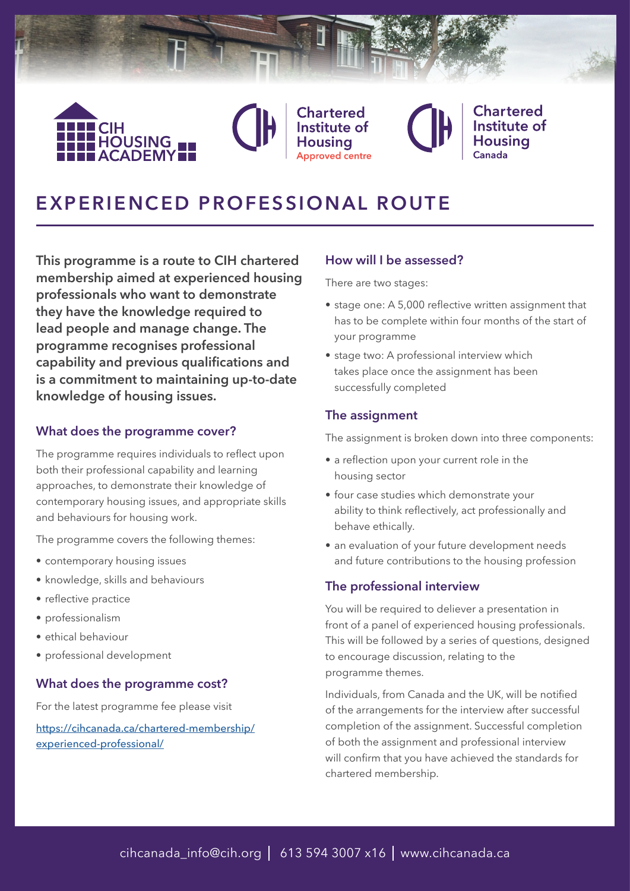CIH HOUSING ACADEMY

Chartered Institute of Housing Approved centre

Chartered Institute of Housing Canada

# EXPERIENCED PROFESSIONAL ROUTE

**This programme is a route to CIH chartered membership aimed at experienced housing professionals who want to demonstrate they have the knowledge required to lead people and manage change. The programme recognises professional capability and previous qualifications and is a commitment to maintaining up-to-date knowledge of housing issues.**

## What does the programme cover?

The programme requires individuals to reflect upon both their professional capability and learning approaches, to demonstrate their knowledge of contemporary housing issues, and appropriate skills and behaviours for housing work.

The programme covers the following themes:

- contemporary housing issues
- knowledge, skills and behaviours
- reflective practice
- professionalism
- ethical behaviour
- professional development

## What does the programme cost?

For the latest programme fee please visit

https://cihcanada.ca/chartered-membership/experienced-professional/

## How will I be assessed?

There are two stages:

- stage one: A 5,000 reflective written assignment that has to be complete within four months of the start of your programme
- stage two: A professional interview which takes place once the assignment has been successfully completed

## The assignment

The assignment is broken down into three components:

- a reflection upon your current role in the housing sector
- four case studies which demonstrate your ability to think reflectively, act professionally and behave ethically.
- an evaluation of your future development needs and future contributions to the housing profession

## The professional interview

You will be required to deliever a presentation in front of a panel of experienced housing professionals. This will be followed by a series of questions, designed to encourage discussion, relating to the programme themes.

Individuals, from Canada and the UK, will be notified of the arrangements for the interview after successful completion of the assignment. Successful completion of both the assignment and professional interview will confirm that you have achieved the standards for chartered membership.

cihcanada_info@cih.org | 613 594 3007 x16 | www.cihcanada.ca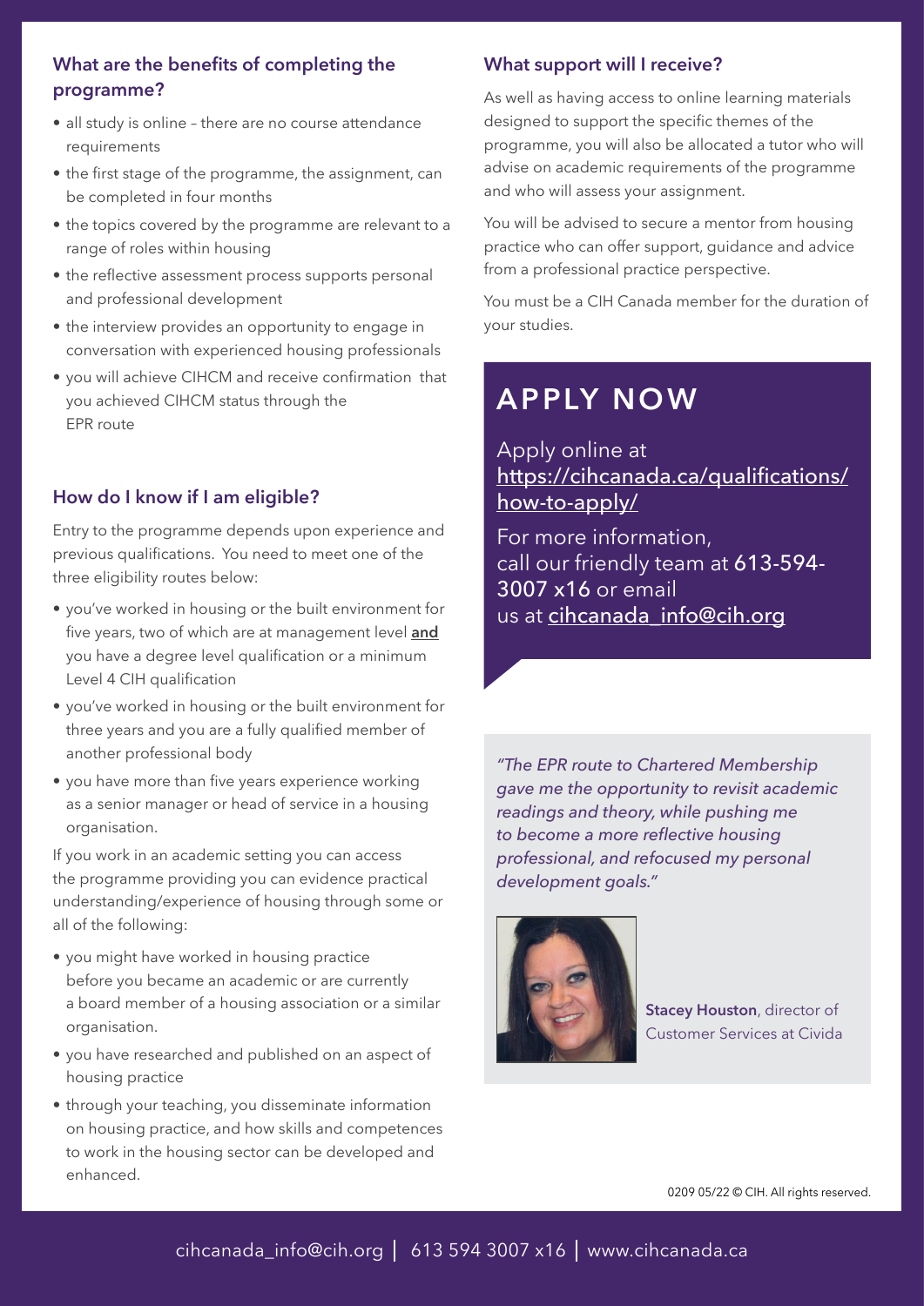### What are the benefits of completing the programme?

- all study is online – there are no course attendance requirements
- the first stage of the programme, the assignment, can be completed in four months
- the topics covered by the programme are relevant to a range of roles within housing
- the reflective assessment process supports personal and professional development
- the interview provides an opportunity to engage in conversation with experienced housing professionals
- you will achieve CIHCM and receive confirmation that you achieved CIHCM status through the EPR route

### How do I know if I am eligible?

Entry to the programme depends upon experience and previous qualifications. You need to meet one of the three eligibility routes below:

- you've worked in housing or the built environment for five years, two of which are at management level **and** you have a degree level qualification or a minimum Level 4 CIH qualification
- you've worked in housing or the built environment for three years and you are a fully qualified member of another professional body
- you have more than five years experience working as a senior manager or head of service in a housing organisation.

If you work in an academic setting you can access the programme providing you can evidence practical understanding/experience of housing through some or all of the following:

- you might have worked in housing practice before you became an academic or are currently a board member of a housing association or a similar organisation.
- you have researched and published on an aspect of housing practice
- through your teaching, you disseminate information on housing practice, and how skills and competences to work in the housing sector can be developed and enhanced.

### What support will I receive?

As well as having access to online learning materials designed to support the specific themes of the programme, you will also be allocated a tutor who will advise on academic requirements of the programme and who will assess your assignment.

You will be advised to secure a mentor from housing practice who can offer support, guidance and advice from a professional practice perspective.

You must be a CIH Canada member for the duration of your studies.

## APPLY NOW

Apply online at https://cihcanada.ca/qualifications/how-to-apply/

For more information, call our friendly team at **613-594-3007 x16** or email us at cihcanada_info@cih.org

*"The EPR route to Chartered Membership gave me the opportunity to revisit academic readings and theory, while pushing me to become a more reflective housing professional, and refocused my personal development goals."*

**Stacey Houston**, director of Customer Services at Civida

0209 05/22 © CIH. All rights reserved.

cihcanada_info@cih.org | 613 594 3007 x16 | www.cihcanada.ca